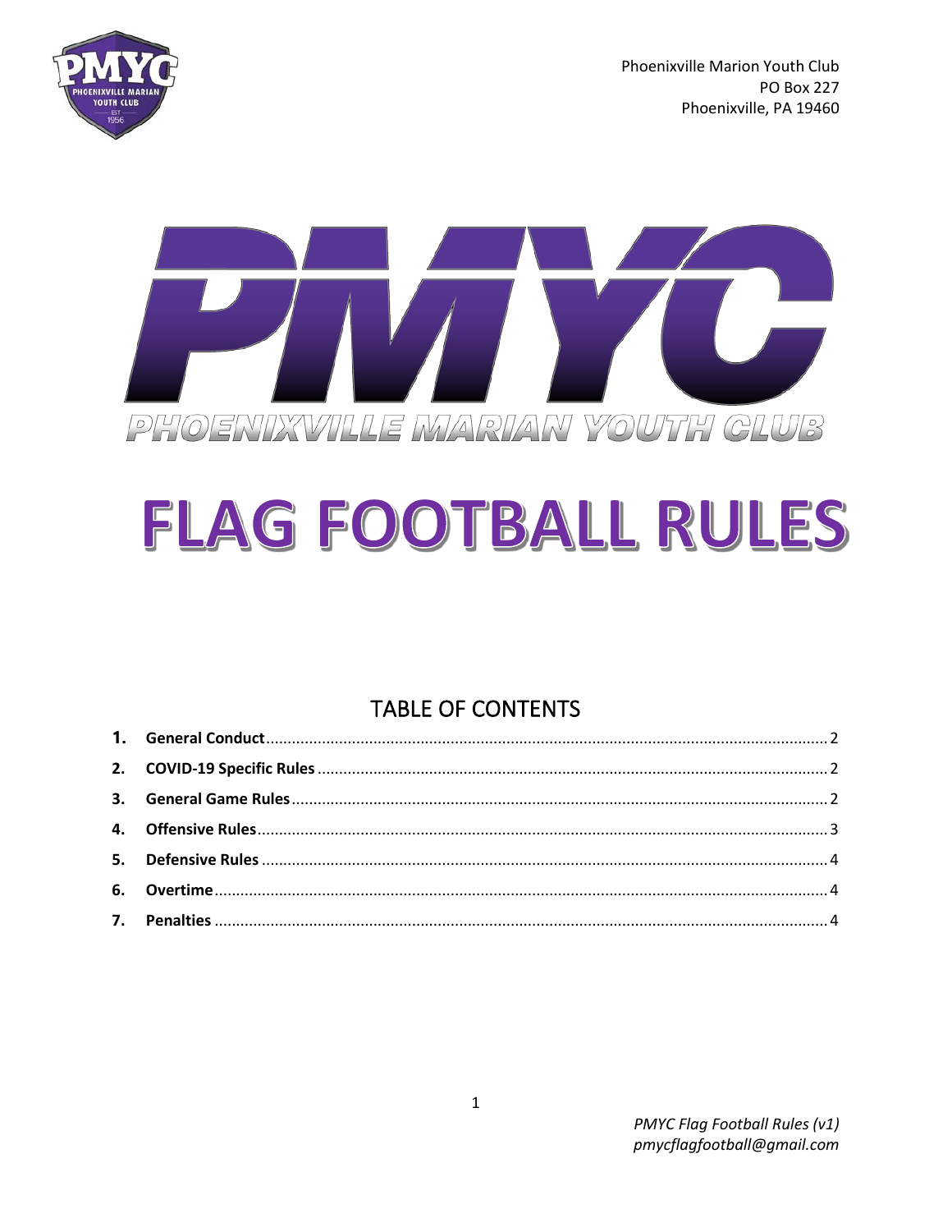Phoenixville Marion Youth Club
PO Box 227
Phoenixville, PA 19460

PMYC

PHOENIXVILLE MARIAN YOUTH CLUB

# FLAG FOOTBALL RULES

## TABLE OF CONTENTS

1. **General Conduct** ........ 2
2. **COVID-19 Specific Rules** ........ 2
3. **General Game Rules** ........ 2
4. **Offensive Rules** ........ 3
5. **Defensive Rules** ........ 4
6. **Overtime** ........ 4
7. **Penalties** ........ 4

*PMYC Flag Football Rules (v1)*
*pmycflagfootball@gmail.com*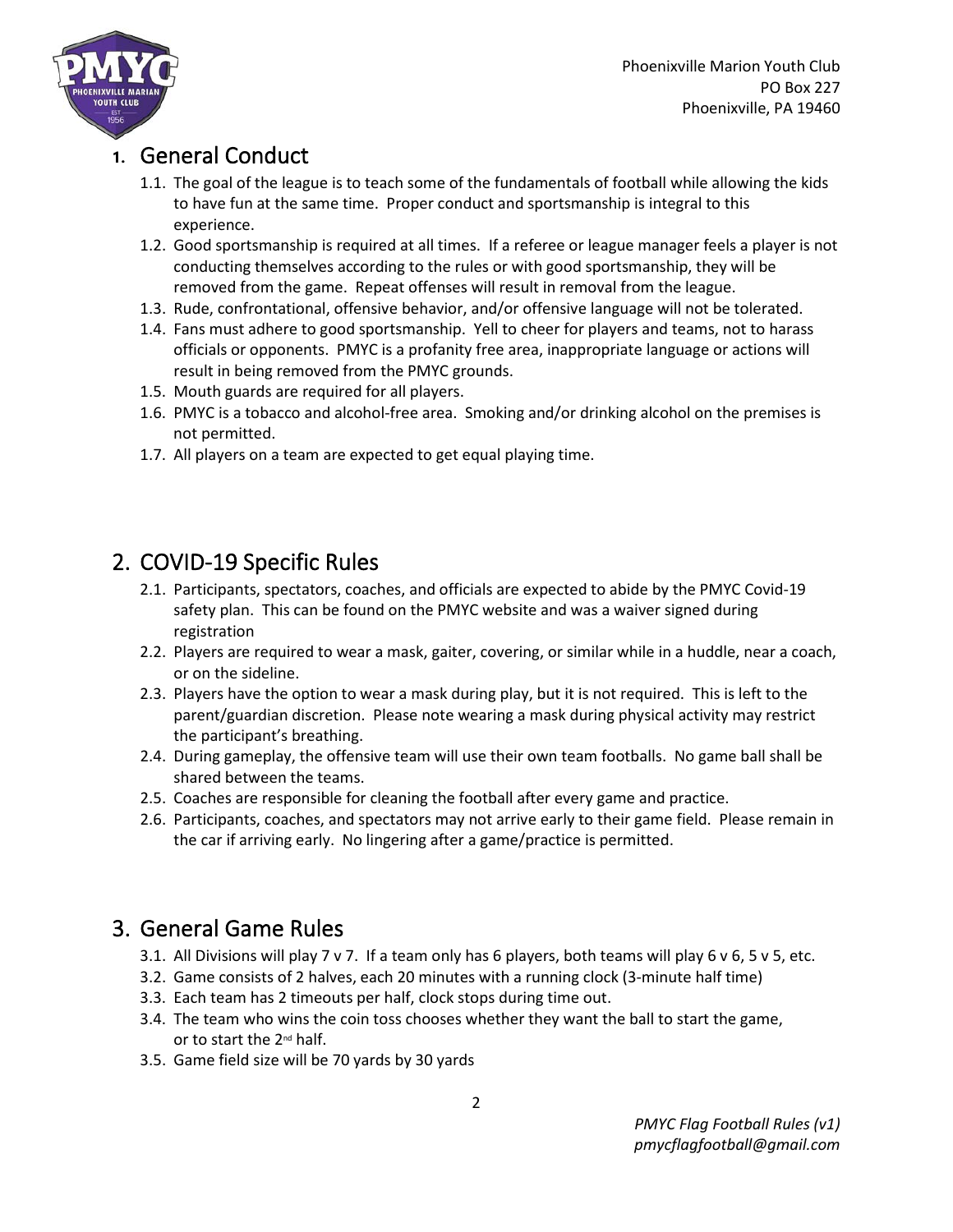Phoenixville Marion Youth Club
PO Box 227
Phoenixville, PA 19460

## 1. General Conduct

1.1. The goal of the league is to teach some of the fundamentals of football while allowing the kids to have fun at the same time. Proper conduct and sportsmanship is integral to this experience.

1.2. Good sportsmanship is required at all times. If a referee or league manager feels a player is not conducting themselves according to the rules or with good sportsmanship, they will be removed from the game. Repeat offenses will result in removal from the league.

1.3. Rude, confrontational, offensive behavior, and/or offensive language will not be tolerated.

1.4. Fans must adhere to good sportsmanship. Yell to cheer for players and teams, not to harass officials or opponents. PMYC is a profanity free area, inappropriate language or actions will result in being removed from the PMYC grounds.

1.5. Mouth guards are required for all players.

1.6. PMYC is a tobacco and alcohol-free area. Smoking and/or drinking alcohol on the premises is not permitted.

1.7. All players on a team are expected to get equal playing time.

## 2. COVID-19 Specific Rules

2.1. Participants, spectators, coaches, and officials are expected to abide by the PMYC Covid-19 safety plan. This can be found on the PMYC website and was a waiver signed during registration

2.2. Players are required to wear a mask, gaiter, covering, or similar while in a huddle, near a coach, or on the sideline.

2.3. Players have the option to wear a mask during play, but it is not required. This is left to the parent/guardian discretion. Please note wearing a mask during physical activity may restrict the participant's breathing.

2.4. During gameplay, the offensive team will use their own team footballs. No game ball shall be shared between the teams.

2.5. Coaches are responsible for cleaning the football after every game and practice.

2.6. Participants, coaches, and spectators may not arrive early to their game field. Please remain in the car if arriving early. No lingering after a game/practice is permitted.

## 3. General Game Rules

3.1. All Divisions will play 7 v 7. If a team only has 6 players, both teams will play 6 v 6, 5 v 5, etc.

3.2. Game consists of 2 halves, each 20 minutes with a running clock (3-minute half time)

3.3. Each team has 2 timeouts per half, clock stops during time out.

3.4. The team who wins the coin toss chooses whether they want the ball to start the game, or to start the 2nd half.

3.5. Game field size will be 70 yards by 30 yards

*PMYC Flag Football Rules (v1)*
*pmycflagfootball@gmail.com*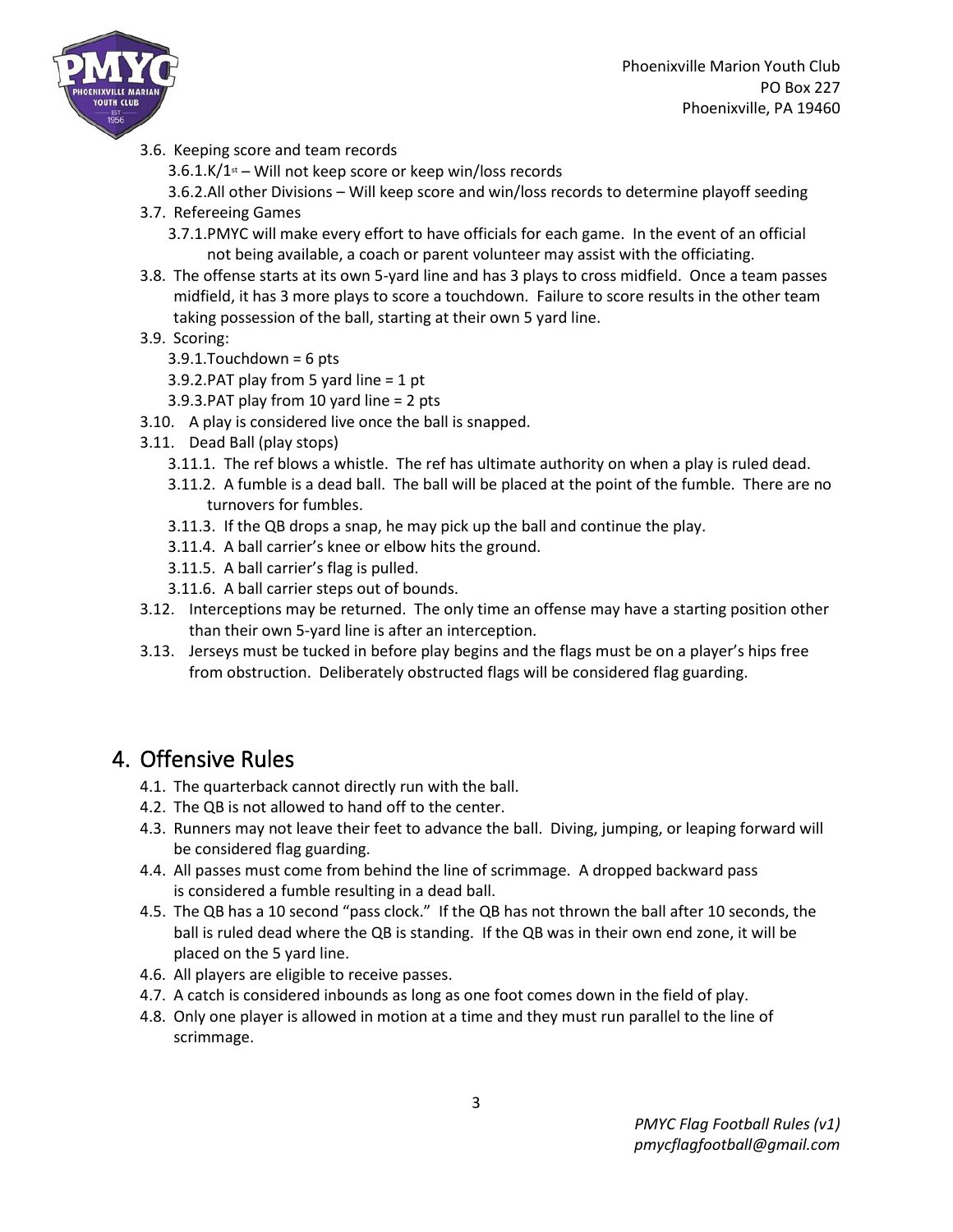3.6. Keeping score and team records
   - 3.6.1. K/1st – Will not keep score or keep win/loss records
   - 3.6.2. All other Divisions – Will keep score and win/loss records to determine playoff seeding

3.7. Refereeing Games
   - 3.7.1. PMYC will make every effort to have officials for each game. In the event of an official not being available, a coach or parent volunteer may assist with the officiating.

3.8. The offense starts at its own 5-yard line and has 3 plays to cross midfield. Once a team passes midfield, it has 3 more plays to score a touchdown. Failure to score results in the other team taking possession of the ball, starting at their own 5 yard line.

3.9. Scoring:
   - 3.9.1. Touchdown = 6 pts
   - 3.9.2. PAT play from 5 yard line = 1 pt
   - 3.9.3. PAT play from 10 yard line = 2 pts

3.10. A play is considered live once the ball is snapped.

3.11. Dead Ball (play stops)
   - 3.11.1. The ref blows a whistle. The ref has ultimate authority on when a play is ruled dead.
   - 3.11.2. A fumble is a dead ball. The ball will be placed at the point of the fumble. There are no turnovers for fumbles.
   - 3.11.3. If the QB drops a snap, he may pick up the ball and continue the play.
   - 3.11.4. A ball carrier's knee or elbow hits the ground.
   - 3.11.5. A ball carrier's flag is pulled.
   - 3.11.6. A ball carrier steps out of bounds.

3.12. Interceptions may be returned. The only time an offense may have a starting position other than their own 5-yard line is after an interception.

3.13. Jerseys must be tucked in before play begins and the flags must be on a player's hips free from obstruction. Deliberately obstructed flags will be considered flag guarding.

# 4. Offensive Rules

4.1. The quarterback cannot directly run with the ball.

4.2. The QB is not allowed to hand off to the center.

4.3. Runners may not leave their feet to advance the ball. Diving, jumping, or leaping forward will be considered flag guarding.

4.4. All passes must come from behind the line of scrimmage. A dropped backward pass is considered a fumble resulting in a dead ball.

4.5. The QB has a 10 second "pass clock." If the QB has not thrown the ball after 10 seconds, the ball is ruled dead where the QB is standing. If the QB was in their own end zone, it will be placed on the 5 yard line.

4.6. All players are eligible to receive passes.

4.7. A catch is considered inbounds as long as one foot comes down in the field of play.

4.8. Only one player is allowed in motion at a time and they must run parallel to the line of scrimmage.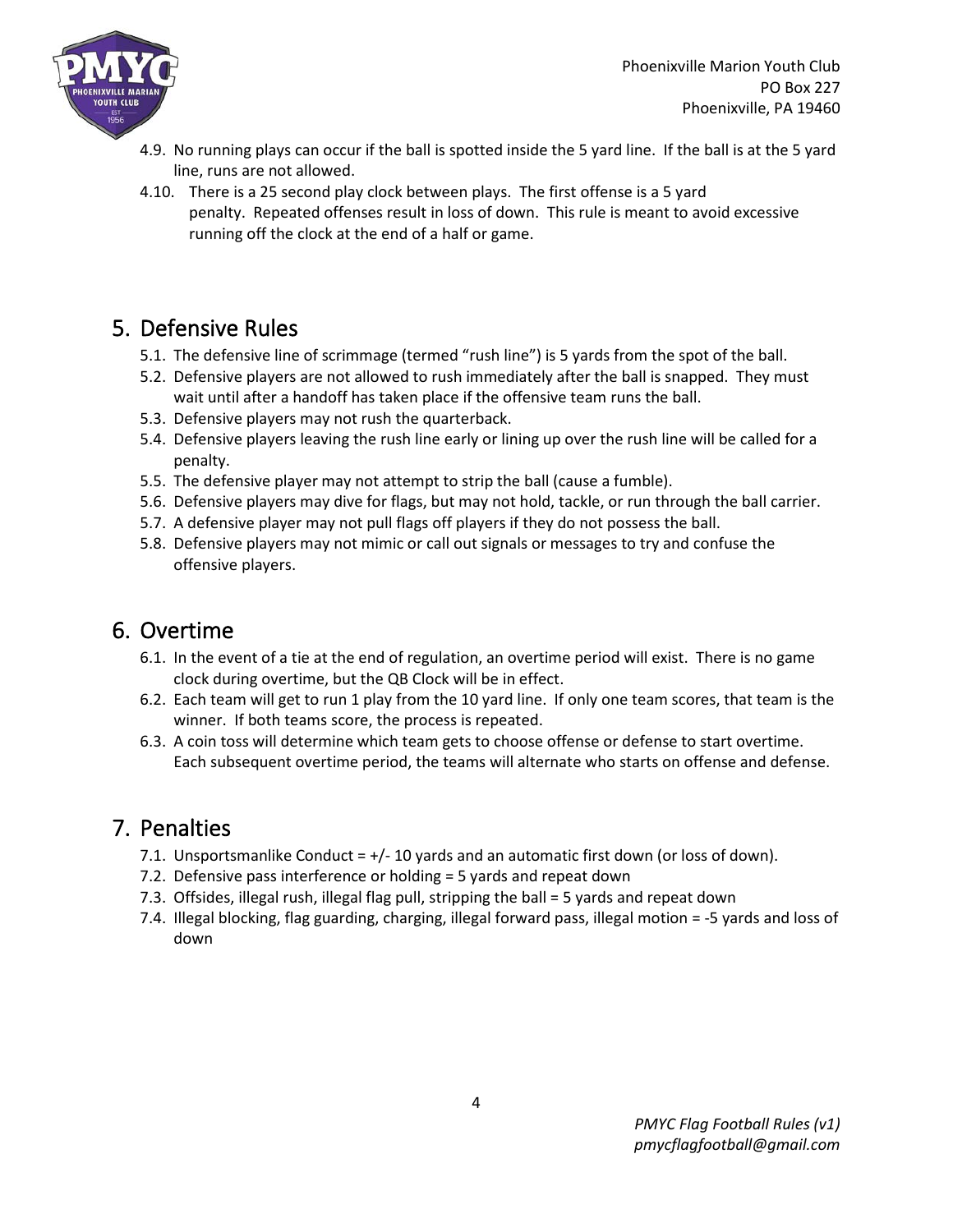4.9. No running plays can occur if the ball is spotted inside the 5 yard line. If the ball is at the 5 yard line, runs are not allowed.

4.10. There is a 25 second play clock between plays. The first offense is a 5 yard penalty. Repeated offenses result in loss of down. This rule is meant to avoid excessive running off the clock at the end of a half or game.

## 5. Defensive Rules

5.1. The defensive line of scrimmage (termed "rush line") is 5 yards from the spot of the ball.

5.2. Defensive players are not allowed to rush immediately after the ball is snapped. They must wait until after a handoff has taken place if the offensive team runs the ball.

5.3. Defensive players may not rush the quarterback.

5.4. Defensive players leaving the rush line early or lining up over the rush line will be called for a penalty.

5.5. The defensive player may not attempt to strip the ball (cause a fumble).

5.6. Defensive players may dive for flags, but may not hold, tackle, or run through the ball carrier.

5.7. A defensive player may not pull flags off players if they do not possess the ball.

5.8. Defensive players may not mimic or call out signals or messages to try and confuse the offensive players.

## 6. Overtime

6.1. In the event of a tie at the end of regulation, an overtime period will exist. There is no game clock during overtime, but the QB Clock will be in effect.

6.2. Each team will get to run 1 play from the 10 yard line. If only one team scores, that team is the winner. If both teams score, the process is repeated.

6.3. A coin toss will determine which team gets to choose offense or defense to start overtime. Each subsequent overtime period, the teams will alternate who starts on offense and defense.

## 7. Penalties

7.1. Unsportsmanlike Conduct = +/- 10 yards and an automatic first down (or loss of down).

7.2. Defensive pass interference or holding = 5 yards and repeat down

7.3. Offsides, illegal rush, illegal flag pull, stripping the ball = 5 yards and repeat down

7.4. Illegal blocking, flag guarding, charging, illegal forward pass, illegal motion = -5 yards and loss of down